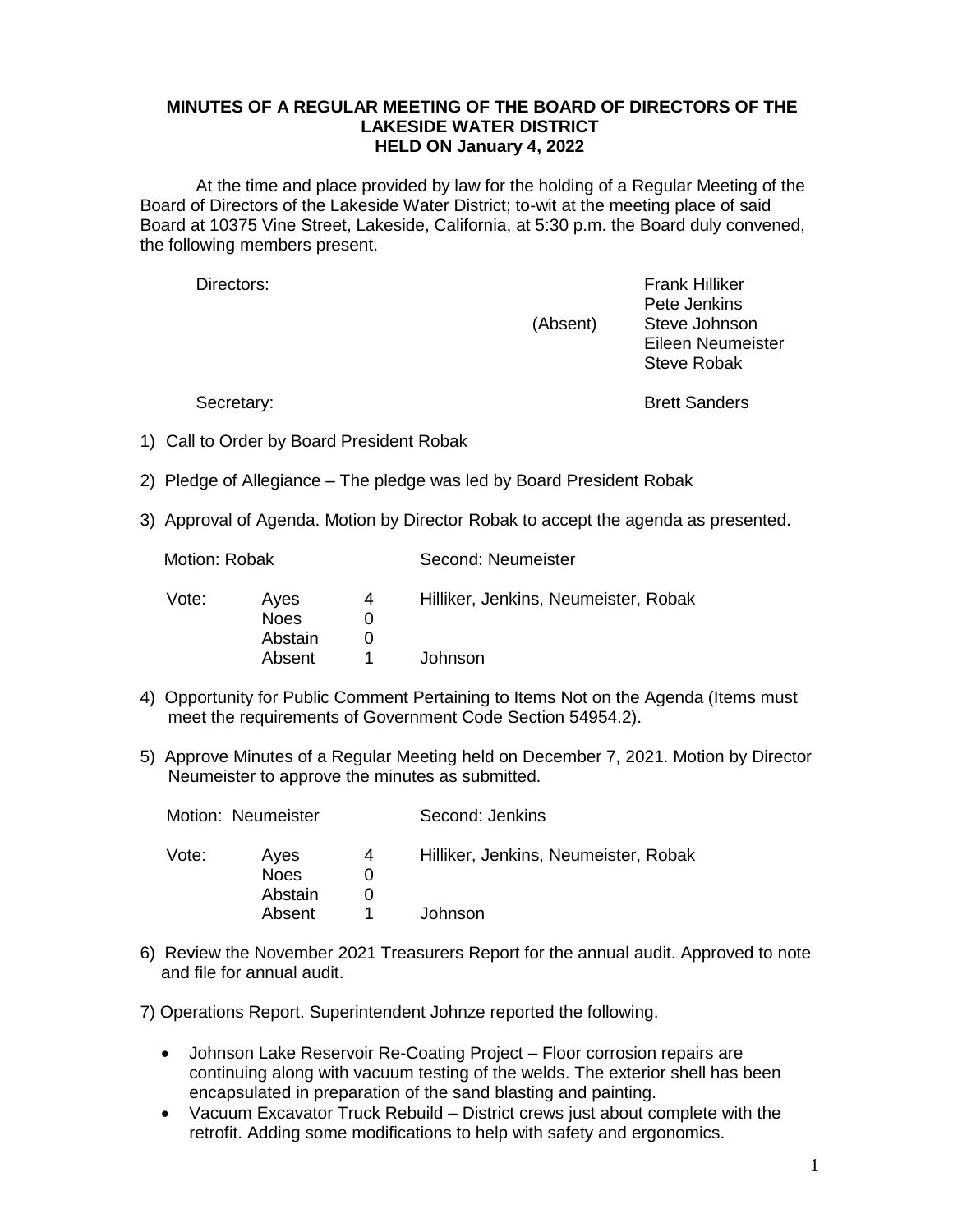**MINUTES OF A REGULAR MEETING OF THE BOARD OF DIRECTORS OF THE LAKESIDE WATER DISTRICT HELD ON January 4, 2022**

At the time and place provided by law for the holding of a Regular Meeting of the Board of Directors of the Lakeside Water District; to-wit at the meeting place of said Board at 10375 Vine Street, Lakeside, California, at 5:30 p.m. the Board duly convened, the following members present.

| | | |
|---|---|---|
| Directors: | | Frank Hilliker |
| | | Pete Jenkins |
| | (Absent) | Steve Johnson |
| | | Eileen Neumeister |
| | | Steve Robak |
| Secretary: | | Brett Sanders |

1) Call to Order by Board President Robak

2) Pledge of Allegiance – The pledge was led by Board President Robak

3) Approval of Agenda. Motion by Director Robak to accept the agenda as presented.

   Motion: Robak Second: Neumeister

   | Vote: | | | |
   |---|---|---|---|
   | | Ayes | 4 | Hilliker, Jenkins, Neumeister, Robak |
   | | Noes | 0 | |
   | | Abstain | 0 | |
   | | Absent | 1 | Johnson |

4) Opportunity for Public Comment Pertaining to Items Not on the Agenda (Items must meet the requirements of Government Code Section 54954.2).

5) Approve Minutes of a Regular Meeting held on December 7, 2021. Motion by Director Neumeister to approve the minutes as submitted.

   Motion: Neumeister Second: Jenkins

   | Vote: | | | |
   |---|---|---|---|
   | | Ayes | 4 | Hilliker, Jenkins, Neumeister, Robak |
   | | Noes | 0 | |
   | | Abstain | 0 | |
   | | Absent | 1 | Johnson |

6) Review the November 2021 Treasurers Report for the annual audit. Approved to note and file for annual audit.

7) Operations Report. Superintendent Johnze reported the following.

   - Johnson Lake Reservoir Re-Coating Project – Floor corrosion repairs are continuing along with vacuum testing of the welds. The exterior shell has been encapsulated in preparation of the sand blasting and painting.
   - Vacuum Excavator Truck Rebuild – District crews just about complete with the retrofit. Adding some modifications to help with safety and ergonomics.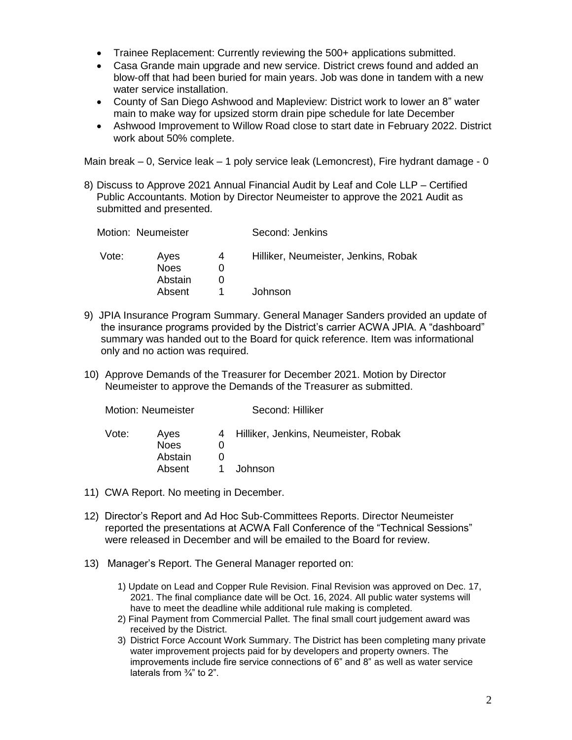- Trainee Replacement: Currently reviewing the 500+ applications submitted.
- Casa Grande main upgrade and new service. District crews found and added an blow-off that had been buried for main years. Job was done in tandem with a new water service installation.
- County of San Diego Ashwood and Mapleview: District work to lower an 8" water main to make way for upsized storm drain pipe schedule for late December
- Ashwood Improvement to Willow Road close to start date in February 2022. District work about 50% complete.

Main break – 0, Service leak – 1 poly service leak (Lemoncrest), Fire hydrant damage - 0

8) Discuss to Approve 2021 Annual Financial Audit by Leaf and Cole LLP – Certified Public Accountants. Motion by Director Neumeister to approve the 2021 Audit as submitted and presented.

Motion: Neumeister &nbsp;&nbsp;&nbsp;&nbsp; Second: Jenkins

| Vote: | | | |
|---|---|---|---|
| | Ayes | 4 | Hilliker, Neumeister, Jenkins, Robak |
| | Noes | 0 | |
| | Abstain | 0 | |
| | Absent | 1 | Johnson |

9) JPIA Insurance Program Summary. General Manager Sanders provided an update of the insurance programs provided by the District's carrier ACWA JPIA. A "dashboard" summary was handed out to the Board for quick reference. Item was informational only and no action was required.

10) Approve Demands of the Treasurer for December 2021. Motion by Director Neumeister to approve the Demands of the Treasurer as submitted.

Motion: Neumeister &nbsp;&nbsp;&nbsp;&nbsp; Second: Hilliker

| Vote: | | | |
|---|---|---|---|
| | Ayes | 4 | Hilliker, Jenkins, Neumeister, Robak |
| | Noes | 0 | |
| | Abstain | 0 | |
| | Absent | 1 | Johnson |

11) CWA Report. No meeting in December.

12) Director's Report and Ad Hoc Sub-Committees Reports. Director Neumeister reported the presentations at ACWA Fall Conference of the "Technical Sessions" were released in December and will be emailed to the Board for review.

13) Manager's Report. The General Manager reported on:

   1) Update on Lead and Copper Rule Revision. Final Revision was approved on Dec. 17, 2021. The final compliance date will be Oct. 16, 2024. All public water systems will have to meet the deadline while additional rule making is completed.
   2) Final Payment from Commercial Pallet. The final small court judgement award was received by the District.
   3) District Force Account Work Summary. The District has been completing many private water improvement projects paid for by developers and property owners. The improvements include fire service connections of 6" and 8" as well as water service laterals from ¾" to 2".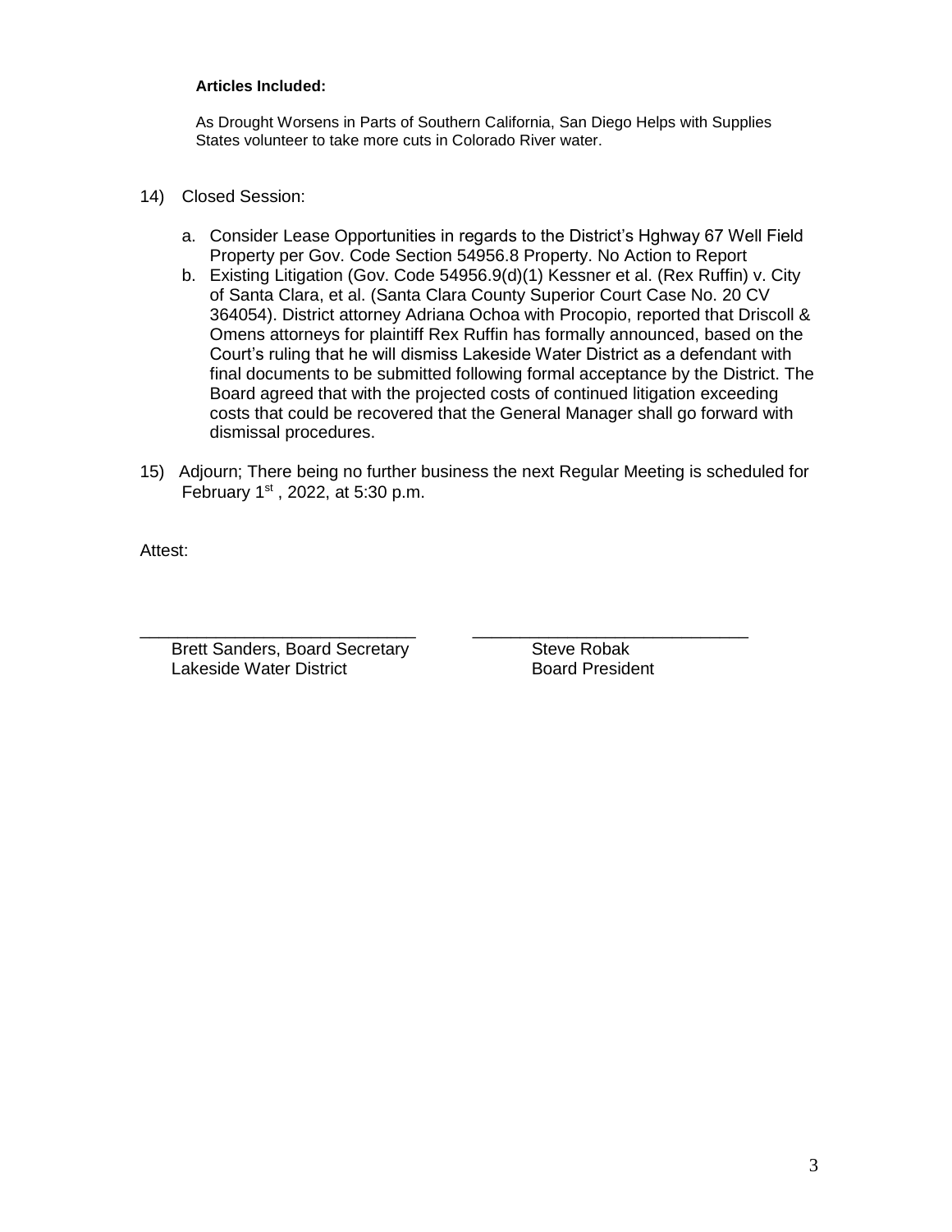**Articles Included:**

As Drought Worsens in Parts of Southern California, San Diego Helps with Supplies
States volunteer to take more cuts in Colorado River water.

14) Closed Session:

   a. Consider Lease Opportunities in regards to the District's Hghway 67 Well Field Property per Gov. Code Section 54956.8 Property. No Action to Report
   b. Existing Litigation (Gov. Code 54956.9(d)(1) Kessner et al. (Rex Ruffin) v. City of Santa Clara, et al. (Santa Clara County Superior Court Case No. 20 CV 364054). District attorney Adriana Ochoa with Procopio, reported that Driscoll & Omens attorneys for plaintiff Rex Ruffin has formally announced, based on the Court's ruling that he will dismiss Lakeside Water District as a defendant with final documents to be submitted following formal acceptance by the District. The Board agreed that with the projected costs of continued litigation exceeding costs that could be recovered that the General Manager shall go forward with dismissal procedures.

15) Adjourn; There being no further business the next Regular Meeting is scheduled for February 1st , 2022, at 5:30 p.m.

Attest:

| | |
|---|---|
| ____________________________ | ____________________________ |
| Brett Sanders, Board Secretary | Steve Robak |
| Lakeside Water District | Board President |